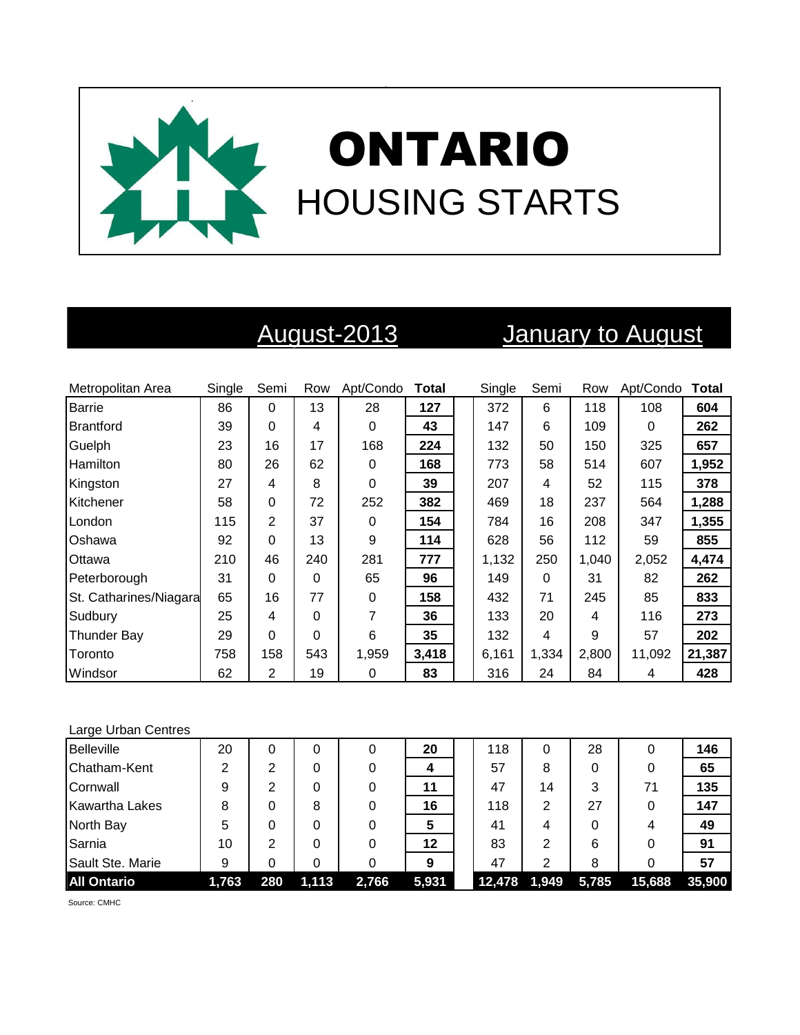# ONTARIO

## HOUSING STARTS

| Metropolitan Area | August-2013 | | | | | January to August | | | | |
|---|---|---|---|---|---|---|---|---|---|---|
| | Single | Semi | Row | Apt/Condo | **Total** | Single | Semi | Row | Apt/Condo | **Total** |
| Barrie | 86 | 0 | 13 | 28 | **127** | 372 | 6 | 118 | 108 | **604** |
| Brantford | 39 | 0 | 4 | 0 | **43** | 147 | 6 | 109 | 0 | **262** |
| Guelph | 23 | 16 | 17 | 168 | **224** | 132 | 50 | 150 | 325 | **657** |
| Hamilton | 80 | 26 | 62 | 0 | **168** | 773 | 58 | 514 | 607 | **1,952** |
| Kingston | 27 | 4 | 8 | 0 | **39** | 207 | 4 | 52 | 115 | **378** |
| Kitchener | 58 | 0 | 72 | 252 | **382** | 469 | 18 | 237 | 564 | **1,288** |
| London | 115 | 2 | 37 | 0 | **154** | 784 | 16 | 208 | 347 | **1,355** |
| Oshawa | 92 | 0 | 13 | 9 | **114** | 628 | 56 | 112 | 59 | **855** |
| Ottawa | 210 | 46 | 240 | 281 | **777** | 1,132 | 250 | 1,040 | 2,052 | **4,474** |
| Peterborough | 31 | 0 | 0 | 65 | **96** | 149 | 0 | 31 | 82 | **262** |
| St. Catharines/Niagara | 65 | 16 | 77 | 0 | **158** | 432 | 71 | 245 | 85 | **833** |
| Sudbury | 25 | 4 | 0 | 7 | **36** | 133 | 20 | 4 | 116 | **273** |
| Thunder Bay | 29 | 0 | 0 | 6 | **35** | 132 | 4 | 9 | 57 | **202** |
| Toronto | 758 | 158 | 543 | 1,959 | **3,418** | 6,161 | 1,334 | 2,800 | 11,092 | **21,387** |
| Windsor | 62 | 2 | 19 | 0 | **83** | 316 | 24 | 84 | 4 | **428** |
| Large Urban Centres | | | | | | | | | | |
| Belleville | 20 | 0 | 0 | 0 | **20** | 118 | 0 | 28 | 0 | **146** |
| Chatham-Kent | 2 | 2 | 0 | 0 | **4** | 57 | 8 | 0 | 0 | **65** |
| Cornwall | 9 | 2 | 0 | 0 | **11** | 47 | 14 | 3 | 71 | **135** |
| Kawartha Lakes | 8 | 0 | 8 | 0 | **16** | 118 | 2 | 27 | 0 | **147** |
| North Bay | 5 | 0 | 0 | 0 | **5** | 41 | 4 | 0 | 4 | **49** |
| Sarnia | 10 | 2 | 0 | 0 | **12** | 83 | 2 | 6 | 0 | **91** |
| Sault Ste. Marie | 9 | 0 | 0 | 0 | **9** | 47 | 2 | 8 | 0 | **57** |
| **All Ontario** | **1,763** | **280** | **1,113** | **2,766** | **5,931** | **12,478** | **1,949** | **5,785** | **15,688** | **35,900** |

Source: CMHC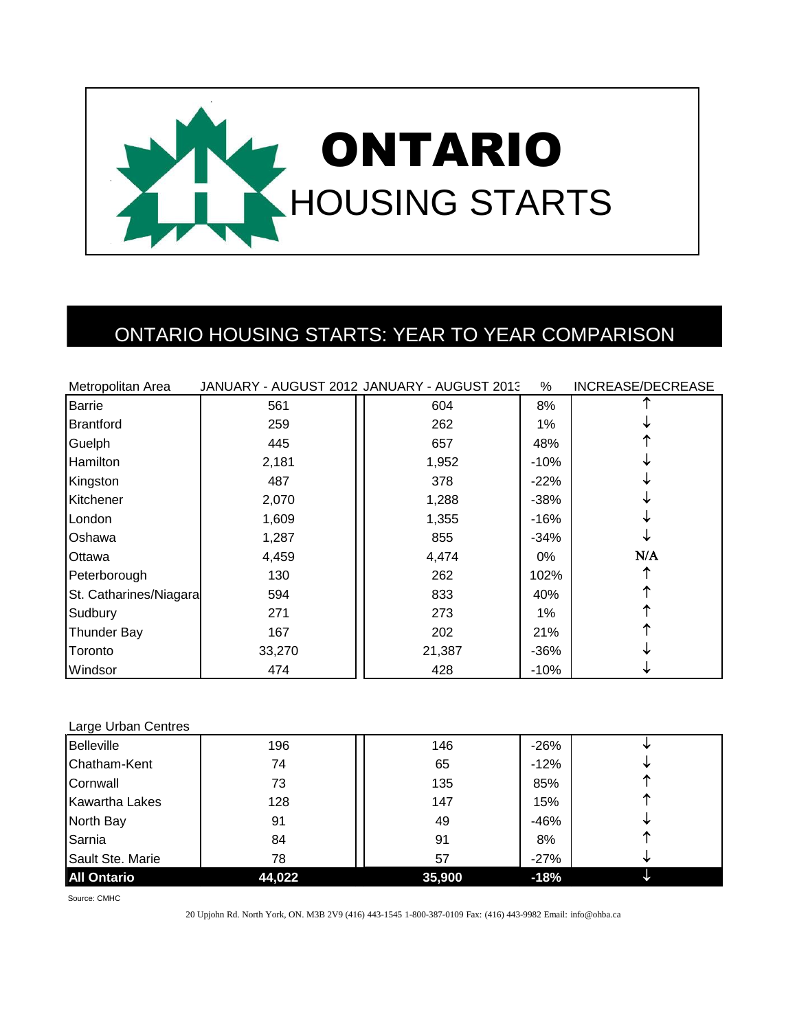# ONTARIO HOUSING STARTS

## ONTARIO HOUSING STARTS: YEAR TO YEAR COMPARISON

| Metropolitan Area | JANUARY - AUGUST 2012 | JANUARY - AUGUST 2013 | % | INCREASE/DECREASE |
|---|---|---|---|---|
| Barrie | 561 | 604 | 8% | ↑ |
| Brantford | 259 | 262 | 1% | ↓ |
| Guelph | 445 | 657 | 48% | ↑ |
| Hamilton | 2,181 | 1,952 | -10% | ↓ |
| Kingston | 487 | 378 | -22% | ↓ |
| Kitchener | 2,070 | 1,288 | -38% | ↓ |
| London | 1,609 | 1,355 | -16% | ↓ |
| Oshawa | 1,287 | 855 | -34% | ↓ |
| Ottawa | 4,459 | 4,474 | 0% | N/A |
| Peterborough | 130 | 262 | 102% | ↑ |
| St. Catharines/Niagara | 594 | 833 | 40% | ↑ |
| Sudbury | 271 | 273 | 1% | ↑ |
| Thunder Bay | 167 | 202 | 21% | ↑ |
| Toronto | 33,270 | 21,387 | -36% | ↓ |
| Windsor | 474 | 428 | -10% | ↓ |

| Large Urban Centres | | | | |
|---|---|---|---|---|
| Belleville | 196 | 146 | -26% | ↓ |
| Chatham-Kent | 74 | 65 | -12% | ↓ |
| Cornwall | 73 | 135 | 85% | ↑ |
| Kawartha Lakes | 128 | 147 | 15% | ↑ |
| North Bay | 91 | 49 | -46% | ↓ |
| Sarnia | 84 | 91 | 8% | ↑ |
| Sault Ste. Marie | 78 | 57 | -27% | ↓ |
| **All Ontario** | **44,022** | **35,900** | **-18%** | **↓** |

Source: CMHC

20 Upjohn Rd. North York, ON. M3B 2V9 (416) 443-1545 1-800-387-0109 Fax: (416) 443-9982 Email: info@ohba.ca